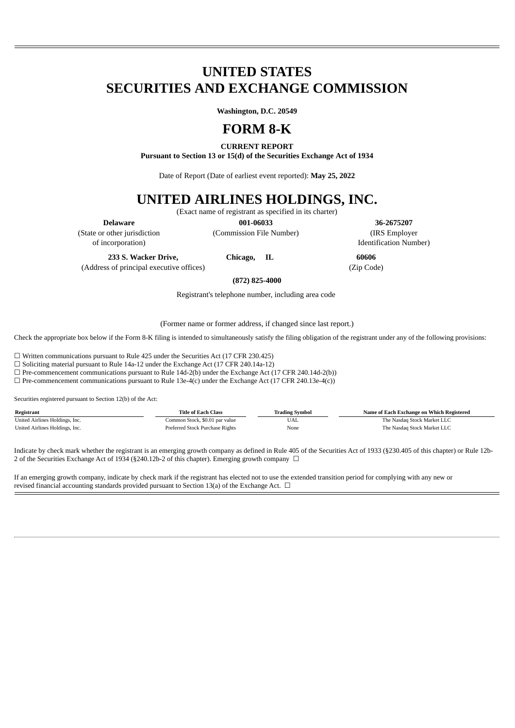# UNITED STATES
# SECURITIES AND EXCHANGE COMMISSION

**Washington, D.C. 20549**

# FORM 8-K

**CURRENT REPORT**

**Pursuant to Section 13 or 15(d) of the Securities Exchange Act of 1934**

Date of Report (Date of earliest event reported): **May 25, 2022**

# UNITED AIRLINES HOLDINGS, INC.

(Exact name of registrant as specified in its charter)

| **Delaware** | **001-06033** | **36-2675207** |
|---|---|---|
| (State or other jurisdiction of incorporation) | (Commission File Number) | (IRS Employer Identification Number) |

| **233 S. Wacker Drive,** | **Chicago,** | **IL** | **60606** |
|---|---|---|---|
| (Address of principal executive offices) | | | (Zip Code) |

**(872) 825-4000**

Registrant's telephone number, including area code

(Former name or former address, if changed since last report.)

Check the appropriate box below if the Form 8-K filing is intended to simultaneously satisfy the filing obligation of the registrant under any of the following provisions:

☐ Written communications pursuant to Rule 425 under the Securities Act (17 CFR 230.425)
☐ Soliciting material pursuant to Rule 14a-12 under the Exchange Act (17 CFR 240.14a-12)
☐ Pre-commencement communications pursuant to Rule 14d-2(b) under the Exchange Act (17 CFR 240.14d-2(b))
☐ Pre-commencement communications pursuant to Rule 13e-4(c) under the Exchange Act (17 CFR 240.13e-4(c))

Securities registered pursuant to Section 12(b) of the Act:

| Registrant | Title of Each Class | Trading Symbol | Name of Each Exchange on Which Registered |
|---|---|---|---|
| United Airlines Holdings, Inc. | Common Stock, $0.01 par value | UAL | The Nasdaq Stock Market LLC |
| United Airlines Holdings, Inc. | Preferred Stock Purchase Rights | None | The Nasdaq Stock Market LLC |

Indicate by check mark whether the registrant is an emerging growth company as defined in Rule 405 of the Securities Act of 1933 (§230.405 of this chapter) or Rule 12b-2 of the Securities Exchange Act of 1934 (§240.12b-2 of this chapter). Emerging growth company ☐

If an emerging growth company, indicate by check mark if the registrant has elected not to use the extended transition period for complying with any new or revised financial accounting standards provided pursuant to Section 13(a) of the Exchange Act. ☐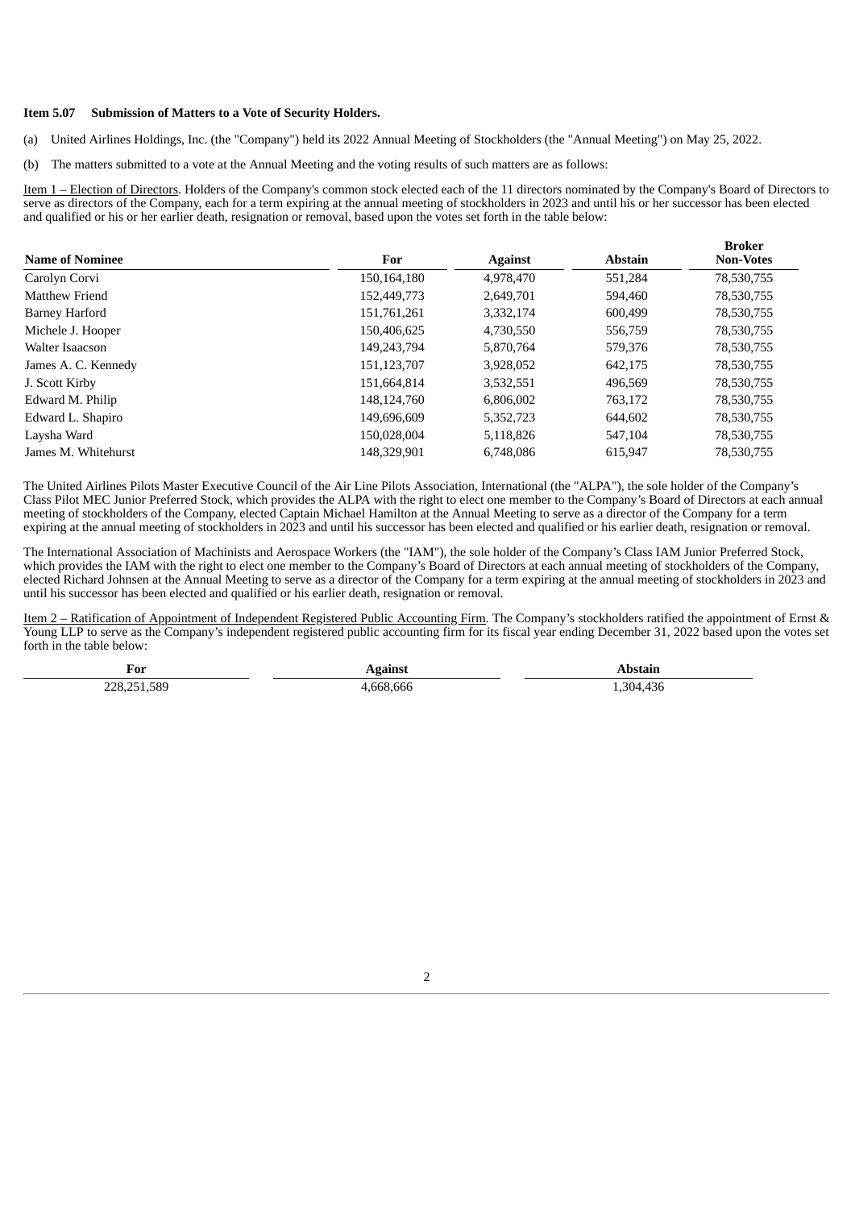**Item 5.07 Submission of Matters to a Vote of Security Holders.**

(a) United Airlines Holdings, Inc. (the "Company") held its 2022 Annual Meeting of Stockholders (the "Annual Meeting") on May 25, 2022.

(b) The matters submitted to a vote at the Annual Meeting and the voting results of such matters are as follows:

Item 1 – Election of Directors. Holders of the Company's common stock elected each of the 11 directors nominated by the Company's Board of Directors to serve as directors of the Company, each for a term expiring at the annual meeting of stockholders in 2023 and until his or her successor has been elected and qualified or his or her earlier death, resignation or removal, based upon the votes set forth in the table below:

| Name of Nominee | For | Against | Abstain | Broker Non-Votes |
|---|---|---|---|---|
| Carolyn Corvi | 150,164,180 | 4,978,470 | 551,284 | 78,530,755 |
| Matthew Friend | 152,449,773 | 2,649,701 | 594,460 | 78,530,755 |
| Barney Harford | 151,761,261 | 3,332,174 | 600,499 | 78,530,755 |
| Michele J. Hooper | 150,406,625 | 4,730,550 | 556,759 | 78,530,755 |
| Walter Isaacson | 149,243,794 | 5,870,764 | 579,376 | 78,530,755 |
| James A. C. Kennedy | 151,123,707 | 3,928,052 | 642,175 | 78,530,755 |
| J. Scott Kirby | 151,664,814 | 3,532,551 | 496,569 | 78,530,755 |
| Edward M. Philip | 148,124,760 | 6,806,002 | 763,172 | 78,530,755 |
| Edward L. Shapiro | 149,696,609 | 5,352,723 | 644,602 | 78,530,755 |
| Laysha Ward | 150,028,004 | 5,118,826 | 547,104 | 78,530,755 |
| James M. Whitehurst | 148,329,901 | 6,748,086 | 615,947 | 78,530,755 |

The United Airlines Pilots Master Executive Council of the Air Line Pilots Association, International (the "ALPA"), the sole holder of the Company's Class Pilot MEC Junior Preferred Stock, which provides the ALPA with the right to elect one member to the Company's Board of Directors at each annual meeting of stockholders of the Company, elected Captain Michael Hamilton at the Annual Meeting to serve as a director of the Company for a term expiring at the annual meeting of stockholders in 2023 and until his successor has been elected and qualified or his earlier death, resignation or removal.

The International Association of Machinists and Aerospace Workers (the "IAM"), the sole holder of the Company's Class IAM Junior Preferred Stock, which provides the IAM with the right to elect one member to the Company's Board of Directors at each annual meeting of stockholders of the Company, elected Richard Johnsen at the Annual Meeting to serve as a director of the Company for a term expiring at the annual meeting of stockholders in 2023 and until his successor has been elected and qualified or his earlier death, resignation or removal.

Item 2 – Ratification of Appointment of Independent Registered Public Accounting Firm. The Company's stockholders ratified the appointment of Ernst & Young LLP to serve as the Company's independent registered public accounting firm for its fiscal year ending December 31, 2022 based upon the votes set forth in the table below:

| For | Against | Abstain |
|---|---|---|
| 228,251,589 | 4,668,666 | 1,304,436 |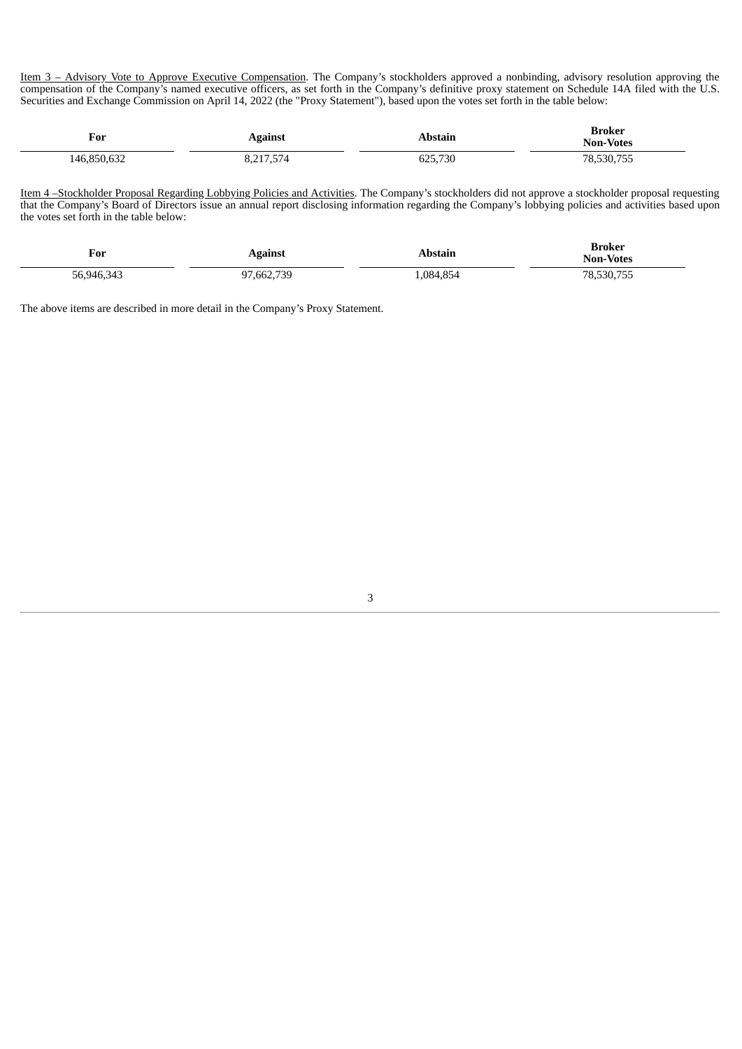Item 3 – Advisory Vote to Approve Executive Compensation. The Company's stockholders approved a nonbinding, advisory resolution approving the compensation of the Company's named executive officers, as set forth in the Company's definitive proxy statement on Schedule 14A filed with the U.S. Securities and Exchange Commission on April 14, 2022 (the "Proxy Statement"), based upon the votes set forth in the table below:

| For | Against | Abstain | Broker Non-Votes |
|---|---|---|---|
| 146,850,632 | 8,217,574 | 625,730 | 78,530,755 |

Item 4 –Stockholder Proposal Regarding Lobbying Policies and Activities. The Company's stockholders did not approve a stockholder proposal requesting that the Company's Board of Directors issue an annual report disclosing information regarding the Company's lobbying policies and activities based upon the votes set forth in the table below:

| For | Against | Abstain | Broker Non-Votes |
|---|---|---|---|
| 56,946,343 | 97,662,739 | 1,084,854 | 78,530,755 |

The above items are described in more detail in the Company's Proxy Statement.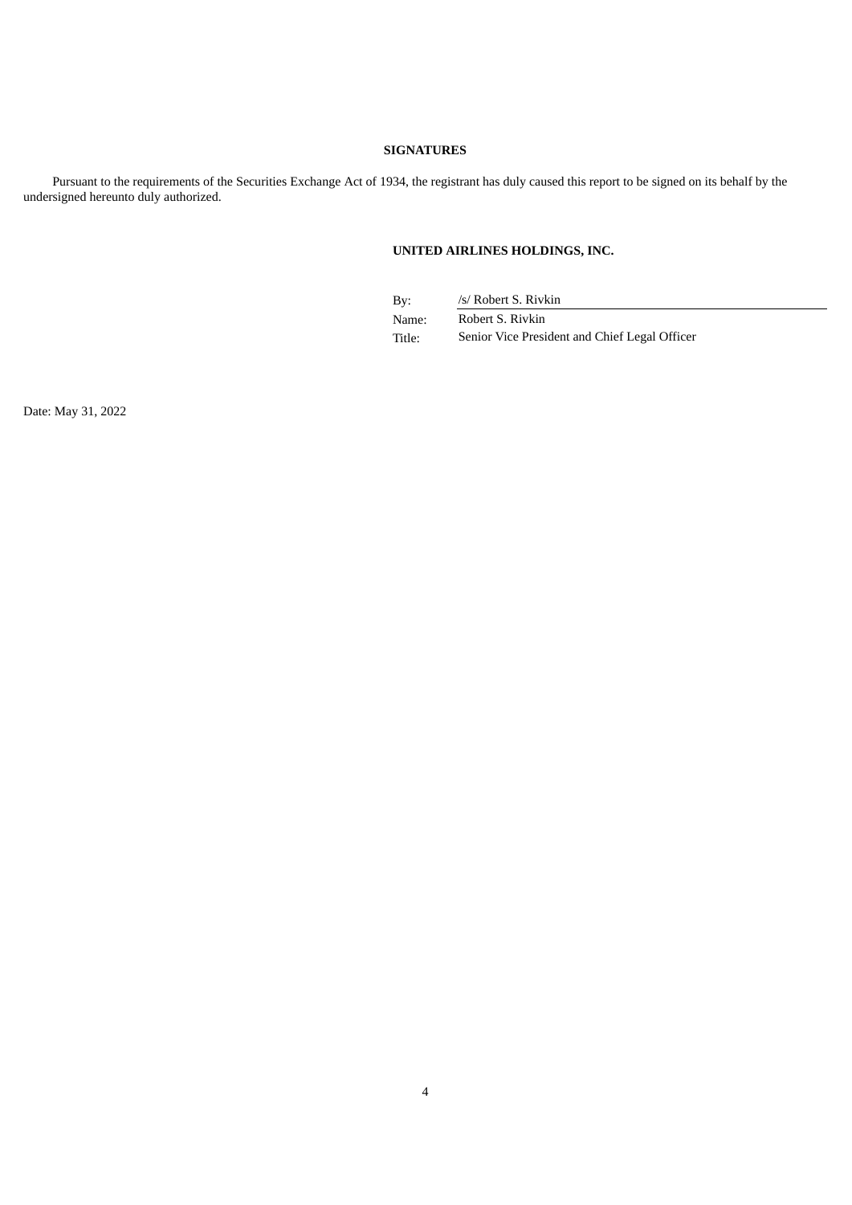## SIGNATURES

Pursuant to the requirements of the Securities Exchange Act of 1934, the registrant has duly caused this report to be signed on its behalf by the undersigned hereunto duly authorized.

**UNITED AIRLINES HOLDINGS, INC.**

| | |
|---|---|
| By: | /s/ Robert S. Rivkin |
| Name: | Robert S. Rivkin |
| Title: | Senior Vice President and Chief Legal Officer |

Date: May 31, 2022